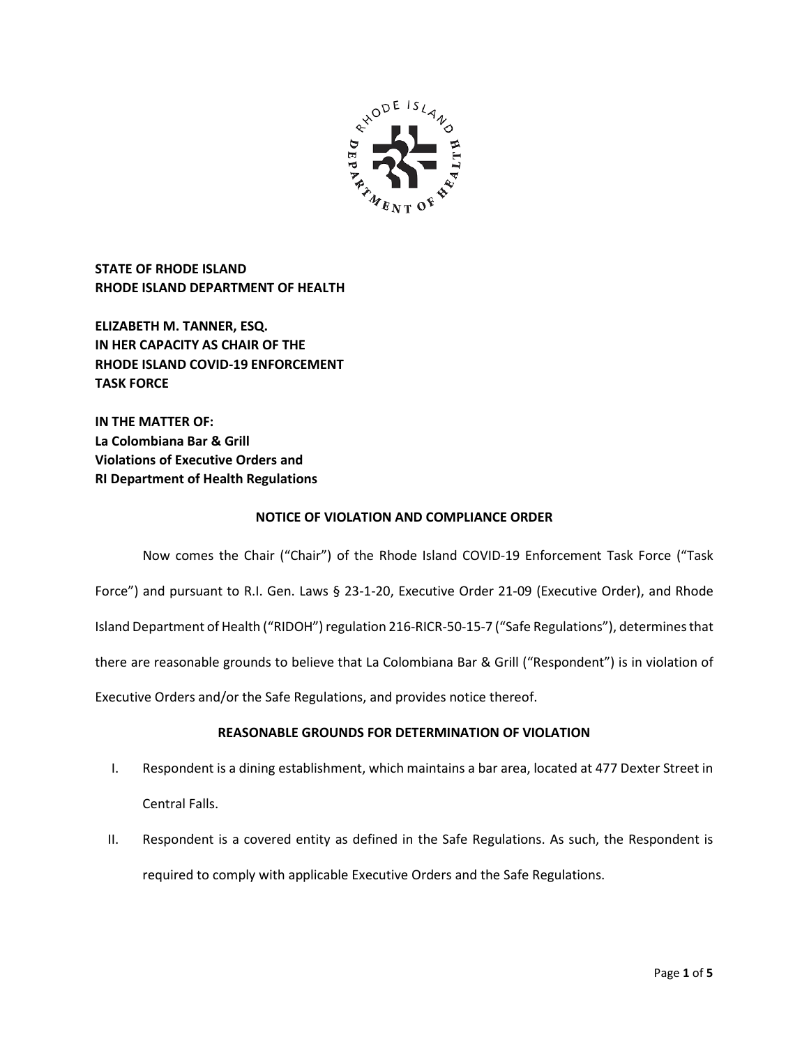**STATE OF RHODE ISLAND**
**RHODE ISLAND DEPARTMENT OF HEALTH**

**ELIZABETH M. TANNER, ESQ.**
**IN HER CAPACITY AS CHAIR OF THE**
**RHODE ISLAND COVID-19 ENFORCEMENT**
**TASK FORCE**

**IN THE MATTER OF:**
**La Colombiana Bar & Grill**
**Violations of Executive Orders and**
**RI Department of Health Regulations**

## NOTICE OF VIOLATION AND COMPLIANCE ORDER

Now comes the Chair ("Chair") of the Rhode Island COVID-19 Enforcement Task Force ("Task Force") and pursuant to R.I. Gen. Laws § 23-1-20, Executive Order 21-09 (Executive Order), and Rhode Island Department of Health ("RIDOH") regulation 216-RICR-50-15-7 ("Safe Regulations"), determines that there are reasonable grounds to believe that La Colombiana Bar & Grill ("Respondent") is in violation of Executive Orders and/or the Safe Regulations, and provides notice thereof.

## REASONABLE GROUNDS FOR DETERMINATION OF VIOLATION

I. Respondent is a dining establishment, which maintains a bar area, located at 477 Dexter Street in Central Falls.

II. Respondent is a covered entity as defined in the Safe Regulations. As such, the Respondent is required to comply with applicable Executive Orders and the Safe Regulations.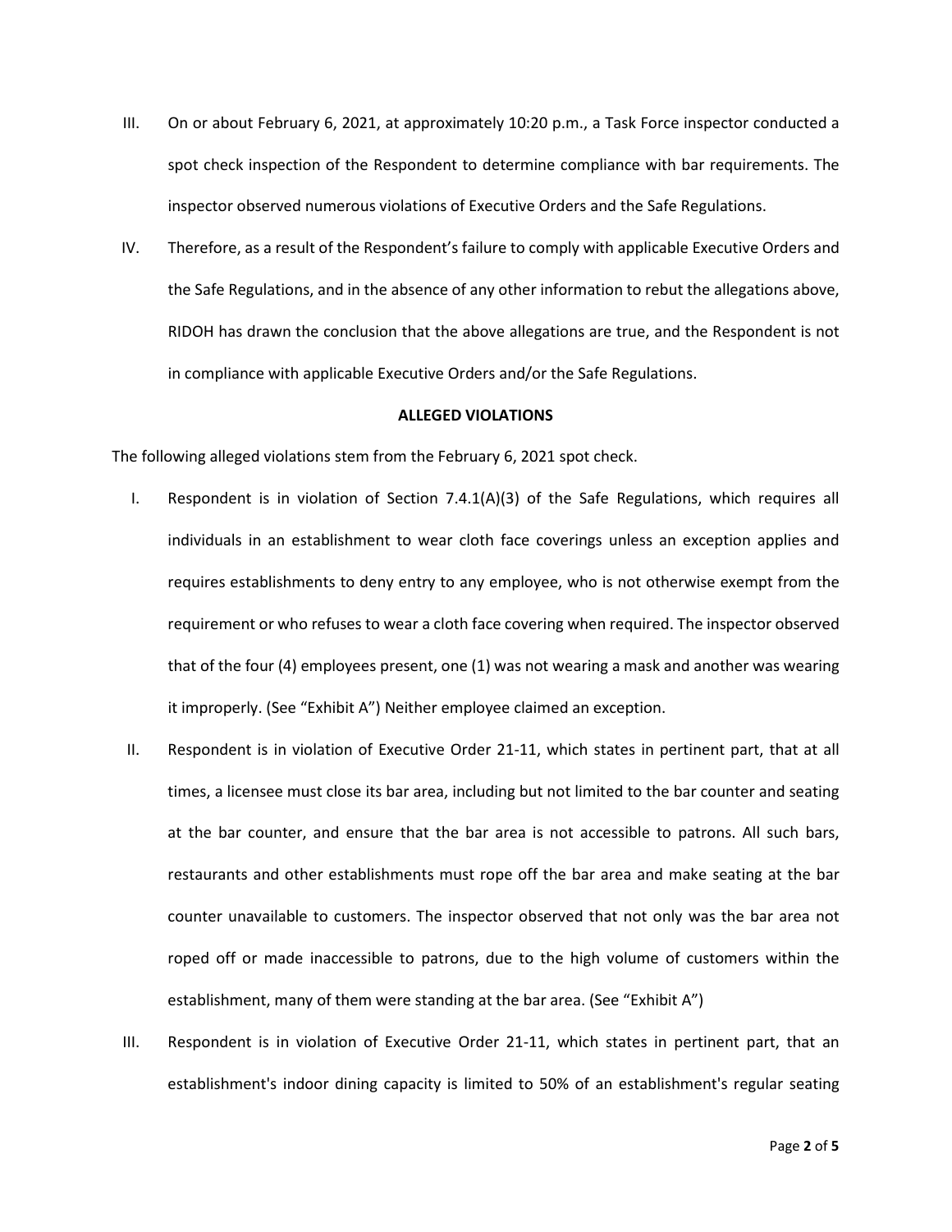III. On or about February 6, 2021, at approximately 10:20 p.m., a Task Force inspector conducted a spot check inspection of the Respondent to determine compliance with bar requirements. The inspector observed numerous violations of Executive Orders and the Safe Regulations.

IV. Therefore, as a result of the Respondent's failure to comply with applicable Executive Orders and the Safe Regulations, and in the absence of any other information to rebut the allegations above, RIDOH has drawn the conclusion that the above allegations are true, and the Respondent is not in compliance with applicable Executive Orders and/or the Safe Regulations.

**ALLEGED VIOLATIONS**

The following alleged violations stem from the February 6, 2021 spot check.

I. Respondent is in violation of Section 7.4.1(A)(3) of the Safe Regulations, which requires all individuals in an establishment to wear cloth face coverings unless an exception applies and requires establishments to deny entry to any employee, who is not otherwise exempt from the requirement or who refuses to wear a cloth face covering when required. The inspector observed that of the four (4) employees present, one (1) was not wearing a mask and another was wearing it improperly. (See "Exhibit A") Neither employee claimed an exception.

II. Respondent is in violation of Executive Order 21-11, which states in pertinent part, that at all times, a licensee must close its bar area, including but not limited to the bar counter and seating at the bar counter, and ensure that the bar area is not accessible to patrons. All such bars, restaurants and other establishments must rope off the bar area and make seating at the bar counter unavailable to customers. The inspector observed that not only was the bar area not roped off or made inaccessible to patrons, due to the high volume of customers within the establishment, many of them were standing at the bar area. (See "Exhibit A")

III. Respondent is in violation of Executive Order 21-11, which states in pertinent part, that an establishment's indoor dining capacity is limited to 50% of an establishment's regular seating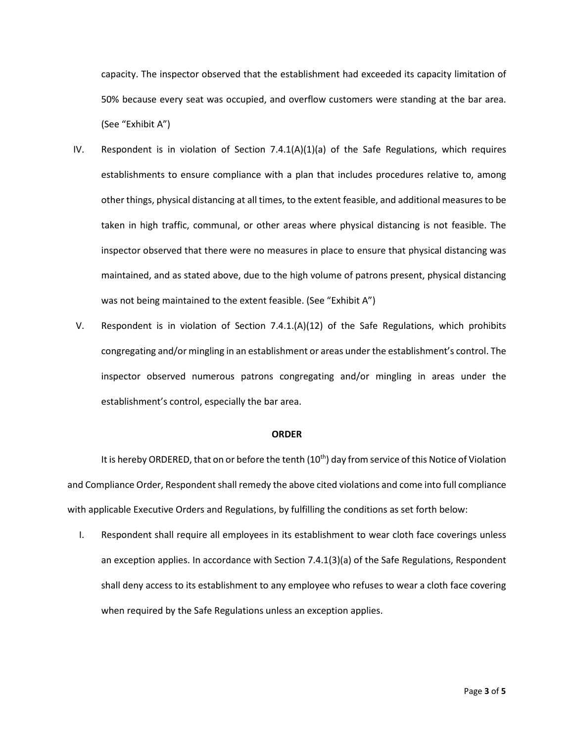capacity. The inspector observed that the establishment had exceeded its capacity limitation of 50% because every seat was occupied, and overflow customers were standing at the bar area. (See "Exhibit A")

IV. Respondent is in violation of Section 7.4.1(A)(1)(a) of the Safe Regulations, which requires establishments to ensure compliance with a plan that includes procedures relative to, among other things, physical distancing at all times, to the extent feasible, and additional measures to be taken in high traffic, communal, or other areas where physical distancing is not feasible. The inspector observed that there were no measures in place to ensure that physical distancing was maintained, and as stated above, due to the high volume of patrons present, physical distancing was not being maintained to the extent feasible. (See "Exhibit A")

V. Respondent is in violation of Section 7.4.1.(A)(12) of the Safe Regulations, which prohibits congregating and/or mingling in an establishment or areas under the establishment's control. The inspector observed numerous patrons congregating and/or mingling in areas under the establishment's control, especially the bar area.

**ORDER**

It is hereby ORDERED, that on or before the tenth (10th) day from service of this Notice of Violation and Compliance Order, Respondent shall remedy the above cited violations and come into full compliance with applicable Executive Orders and Regulations, by fulfilling the conditions as set forth below:

I. Respondent shall require all employees in its establishment to wear cloth face coverings unless an exception applies. In accordance with Section 7.4.1(3)(a) of the Safe Regulations, Respondent shall deny access to its establishment to any employee who refuses to wear a cloth face covering when required by the Safe Regulations unless an exception applies.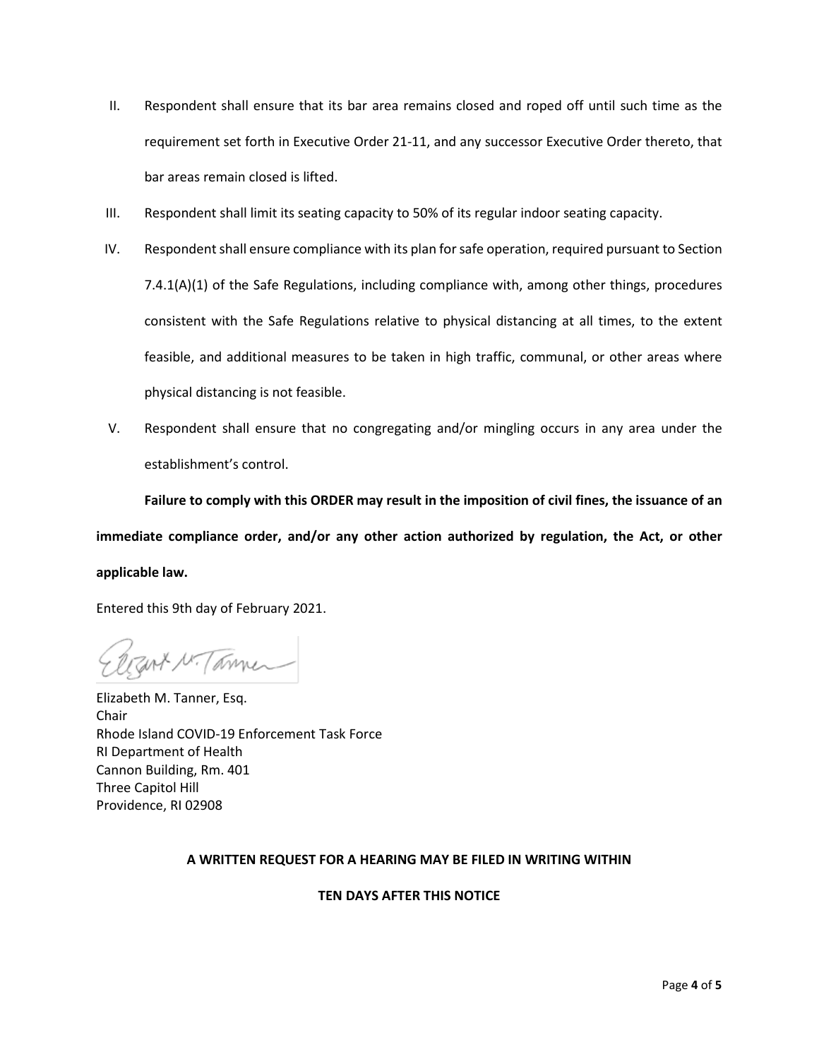II. Respondent shall ensure that its bar area remains closed and roped off until such time as the requirement set forth in Executive Order 21-11, and any successor Executive Order thereto, that bar areas remain closed is lifted.

III. Respondent shall limit its seating capacity to 50% of its regular indoor seating capacity.

IV. Respondent shall ensure compliance with its plan for safe operation, required pursuant to Section 7.4.1(A)(1) of the Safe Regulations, including compliance with, among other things, procedures consistent with the Safe Regulations relative to physical distancing at all times, to the extent feasible, and additional measures to be taken in high traffic, communal, or other areas where physical distancing is not feasible.

V. Respondent shall ensure that no congregating and/or mingling occurs in any area under the establishment's control.

**Failure to comply with this ORDER may result in the imposition of civil fines, the issuance of an immediate compliance order, and/or any other action authorized by regulation, the Act, or other applicable law.**

Entered this 9th day of February 2021.

Elizabeth M. Tanner, Esq.
Chair
Rhode Island COVID-19 Enforcement Task Force
RI Department of Health
Cannon Building, Rm. 401
Three Capitol Hill
Providence, RI 02908

**A WRITTEN REQUEST FOR A HEARING MAY BE FILED IN WRITING WITHIN**

**TEN DAYS AFTER THIS NOTICE**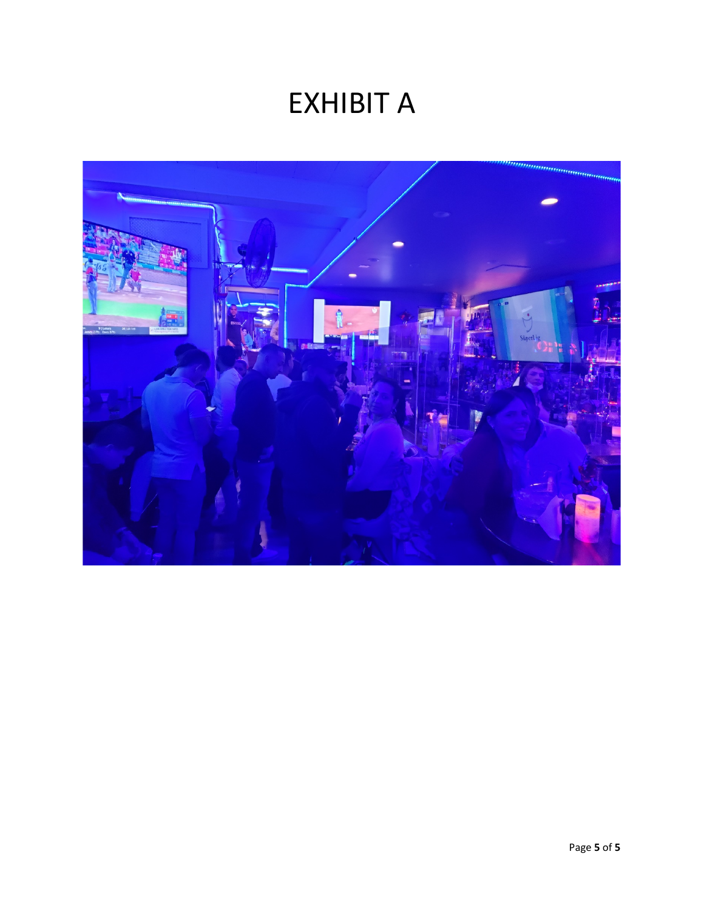# EXHIBIT A